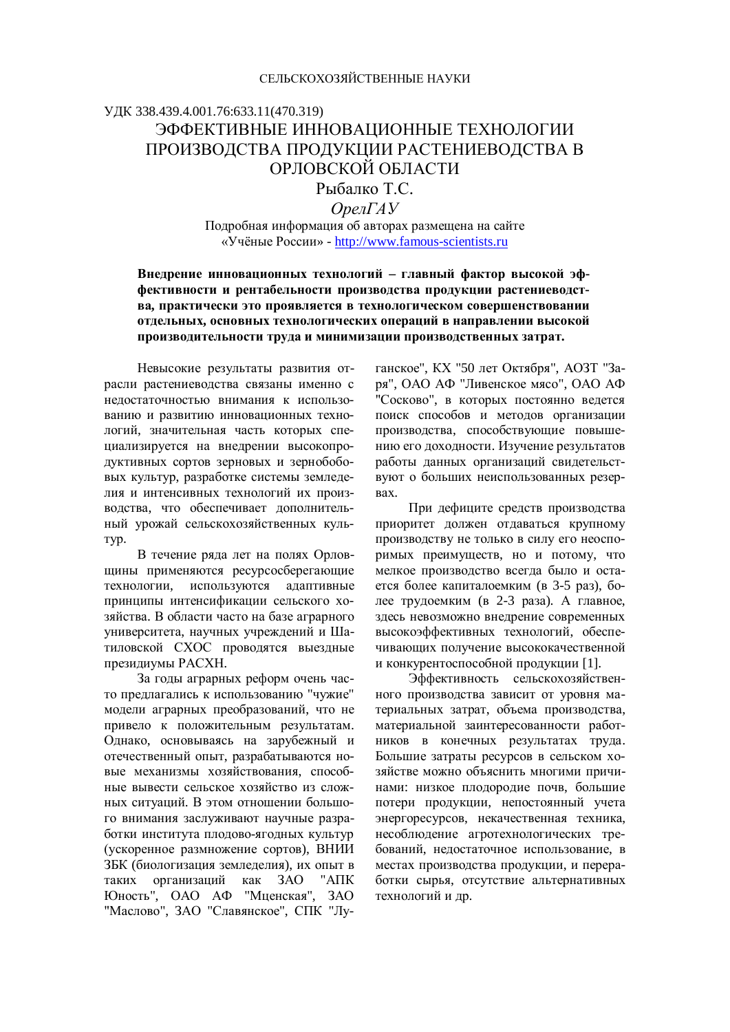СЕЛЬСКОХОЗЯЙСТВЕННЫЕ НАУКИ

УДК 338.439.4.001.76:633.11(470.319)

# ЭФФЕКТИВНЫЕ ИННОВАЦИОННЫЕ ТЕХНОЛОГИИ ПРОИЗВОДСТВА ПРОДУКЦИИ РАСТЕНИЕВОДСТВА В ОРЛОВСКОЙ ОБЛАСТИ

Рыбалко Т.С.

*ОрелГАУ*

Подробная информация об авторах размещена на сайте «Учёные России» - http://www.famous-scientists.ru

**Внедрение инновационных технологий – главный фактор высокой эффективности и рентабельности производства продукции растениеводства, практически это проявляется в технологическом совершенствовании отдельных, основных технологических операций в направлении высокой производительности труда и минимизации производственных затрат.**

Невысокие результаты развития отрасли растениеводства связаны именно с недостаточностью внимания к использованию и развитию инновационных технологий, значительная часть которых специализируется на внедрении высокопродуктивных сортов зерновых и зернобобовых культур, разработке системы земледелия и интенсивных технологий их производства, что обеспечивает дополнительный урожай сельскохозяйственных культур.

В течение ряда лет на полях Орловщины применяются ресурсосберегающие технологии, используются адаптивные принципы интенсификации сельского хозяйства. В области часто на базе аграрного университета, научных учреждений и Шатиловской СХОС проводятся выездные президиумы РАСХН.

За годы аграрных реформ очень часто предлагались к использованию "чужие" модели аграрных преобразований, что не привело к положительным результатам. Однако, основываясь на зарубежный и отечественный опыт, разрабатываются новые механизмы хозяйствования, способные вывести сельское хозяйство из сложных ситуаций. В этом отношении большого внимания заслуживают научные разработки института плодово-ягодных культур (ускоренное размножение сортов), ВНИИ ЗБК (биологизация земледелия), их опыт в таких организаций как ЗАО "АПК Юность", ОАО АФ "Мценская", ЗАО "Маслово", ЗАО "Славянское", СПК "Луганское", КХ "50 лет Октября", АОЗТ "Заря", ОАО АФ "Ливенское мясо", ОАО АФ "Сосково", в которых постоянно ведется поиск способов и методов организации производства, способствующие повышению его доходности. Изучение результатов работы данных организаций свидетельствуют о больших неиспользованных резервах.

При дефиците средств производства приоритет должен отдаваться крупному производству не только в силу его неоспоримых преимуществ, но и потому, что мелкое производство всегда было и остается более капиталоемким (в 3-5 раз), более трудоемким (в 2-3 раза). А главное, здесь невозможно внедрение современных высокоэффективных технологий, обеспечивающих получение высококачественной и конкурентоспособной продукции [1].

Эффективность сельскохозяйственного производства зависит от уровня материальных затрат, объема производства, материальной заинтересованности работников в конечных результатах труда. Большие затраты ресурсов в сельском хозяйстве можно объяснить многими причинами: низкое плодородие почв, большие потери продукции, непостоянный учета энергоресурсов, некачественная техника, несоблюдение агротехнологических требований, недостаточное использование, в местах производства продукции, и переработки сырья, отсутствие альтернативных технологий и др.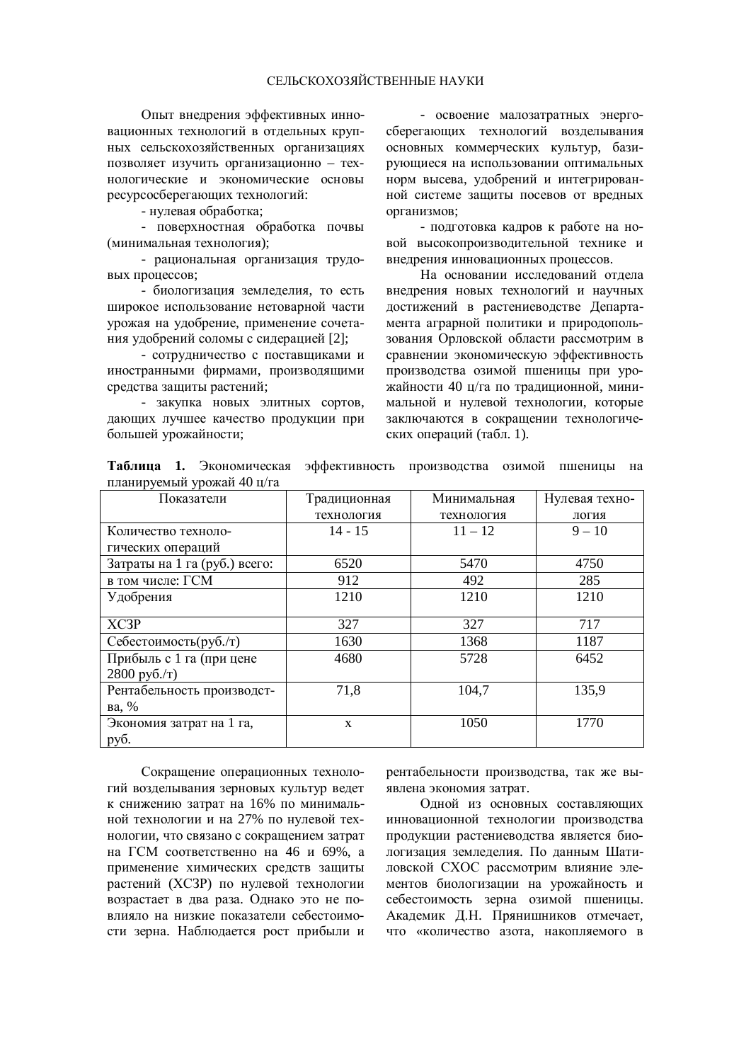Опыт внедрения эффективных инновационных технологий в отдельных крупных сельскохозяйственных организациях позволяет изучить организационно – технологические и экономические основы ресурсосберегающих технологий:

- нулевая обработка;
- поверхностная обработка почвы (минимальная технология);
- рациональная организация трудовых процессов;
- биологизация земледелия, то есть широкое использование нетоварной части урожая на удобрение, применение сочетания удобрений соломы с сидерацией [2];
- сотрудничество с поставщиками и иностранными фирмами, производящими средства защиты растений;
- закупка новых элитных сортов, дающих лучшее качество продукции при большей урожайности;
- освоение малозатратных энергосберегающих технологий возделывания основных коммерческих культур, базирующиеся на использовании оптимальных норм высева, удобрений и интегрированной системе защиты посевов от вредных организмов;
- подготовка кадров к работе на новой высокопроизводительной технике и внедрения инновационных процессов.

На основании исследований отдела внедрения новых технологий и научных достижений в растениеводстве Департамента аграрной политики и природопользования Орловской области рассмотрим в сравнении экономическую эффективность производства озимой пшеницы при урожайности 40 ц/га по традиционной, минимальной и нулевой технологии, которые заключаются в сокращении технологических операций (табл. 1).

**Таблица 1.** Экономическая эффективность производства озимой пшеницы на планируемый урожай 40 ц/га

| Показатели | Традиционная технология | Минимальная технология | Нулевая технология |
|---|---|---|---|
| Количество технологических операций | 14 - 15 | 11 – 12 | 9 – 10 |
| Затраты на 1 га (руб.) всего: | 6520 | 5470 | 4750 |
| в том числе: ГСМ | 912 | 492 | 285 |
| Удобрения | 1210 | 1210 | 1210 |
| ХСЗР | 327 | 327 | 717 |
| Себестоимость(руб./т) | 1630 | 1368 | 1187 |
| Прибыль с 1 га (при цене 2800 руб./т) | 4680 | 5728 | 6452 |
| Рентабельность производства, % | 71,8 | 104,7 | 135,9 |
| Экономия затрат на 1 га, руб. | x | 1050 | 1770 |

Сокращение операционных технологий возделывания зерновых культур ведет к снижению затрат на 16% по минимальной технологии и на 27% по нулевой технологии, что связано с сокращением затрат на ГСМ соответственно на 46 и 69%, а применение химических средств защиты растений (ХСЗР) по нулевой технологии возрастает в два раза. Однако это не повлияло на низкие показатели себестоимости зерна. Наблюдается рост прибыли и рентабельности производства, так же выявлена экономия затрат.

Одной из основных составляющих инновационной технологии производства продукции растениеводства является биологизация земледелия. По данным Шатиловской СХОС рассмотрим влияние элементов биологизации на урожайность и себестоимость зерна озимой пшеницы. Академик Д.Н. Прянишников отмечает, что «количество азота, накопляемого в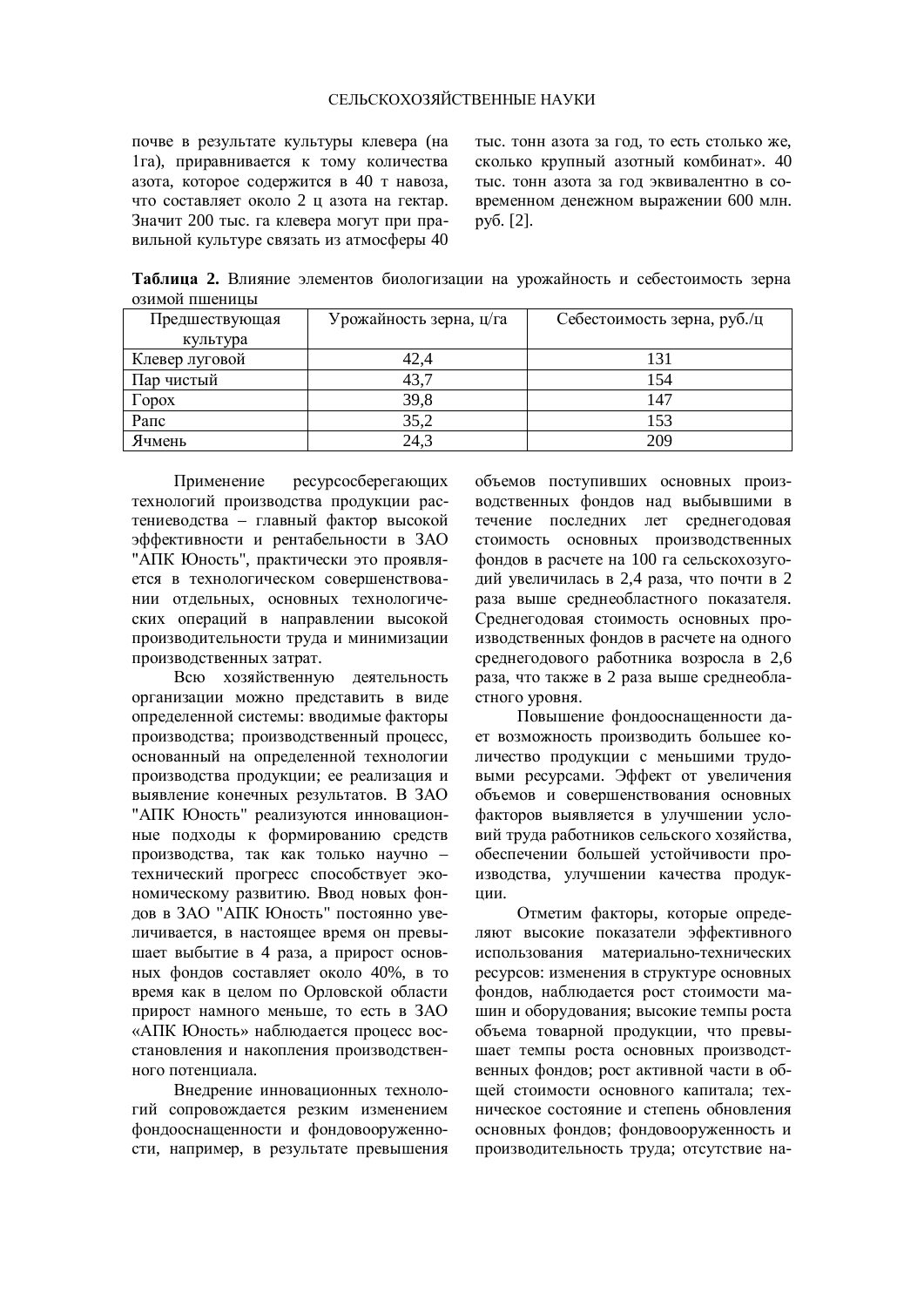почве в результате культуры клевера (на 1га), приравнивается к тому количества азота, которое содержится в 40 т навоза, что составляет около 2 ц азота на гектар. Значит 200 тыс. га клевера могут при правильной культуре связать из атмосферы 40 тыс. тонн азота за год, то есть столько же, сколько крупный азотный комбинат». 40 тыс. тонн азота за год эквивалентно в современном денежном выражении 600 млн. руб. [2].

**Таблица 2.** Влияние элементов биологизации на урожайность и себестоимость зерна озимой пшеницы

| Предшествующая культура | Урожайность зерна, ц/га | Себестоимость зерна, руб./ц |
|---|---|---|
| Клевер луговой | 42,4 | 131 |
| Пар чистый | 43,7 | 154 |
| Горох | 39,8 | 147 |
| Рапс | 35,2 | 153 |
| Ячмень | 24,3 | 209 |

Применение ресурсосберегающих технологий производства продукции растениеводства – главный фактор высокой эффективности и рентабельности в ЗАО "АПК Юность", практически это проявляется в технологическом совершенствовании отдельных, основных технологических операций в направлении высокой производительности труда и минимизации производственных затрат.

Всю хозяйственную деятельность организации можно представить в виде определенной системы: вводимые факторы производства; производственный процесс, основанный на определенной технологии производства продукции; ее реализация и выявление конечных результатов. В ЗАО "АПК Юность" реализуются инновационные подходы к формированию средств производства, так как только научно – технический прогресс способствует экономическому развитию. Ввод новых фондов в ЗАО "АПК Юность" постоянно увеличивается, в настоящее время он превышает выбытие в 4 раза, а прирост основных фондов составляет около 40%, в то время как в целом по Орловской области прирост намного меньше, то есть в ЗАО «АПК Юность» наблюдается процесс восстановления и накопления производственного потенциала.

Внедрение инновационных технологий сопровождается резким изменением фондооснащенности и фондовооруженности, например, в результате превышения объемов поступивших основных производственных фондов над выбывшими в течение последних лет среднегодовая стоимость основных производственных фондов в расчете на 100 га сельхозугодий увеличилась в 2,4 раза, что почти в 2 раза выше среднеобластного показателя. Среднегодовая стоимость основных производственных фондов в расчете на одного среднегодового работника возросла в 2,6 раза, что также в 2 раза выше среднеобластного уровня.

Повышение фондооснащенности дает возможность производить большее количество продукции с меньшими трудовыми ресурсами. Эффект от увеличения объемов и совершенствования основных факторов выявляется в улучшении условий труда работников сельского хозяйства, обеспечении большей устойчивости производства, улучшении качества продукции.

Отметим факторы, которые определяют высокие показатели эффективного использования материально-технических ресурсов: изменения в структуре основных фондов, наблюдается рост стоимости машин и оборудования; высокие темпы роста объема товарной продукции, что превышает темпы роста основных производственных фондов; рост активной части в общей стоимости основного капитала; техническое состояние и степень обновления основных фондов; фондовооруженность и производительность труда; отсутствие на-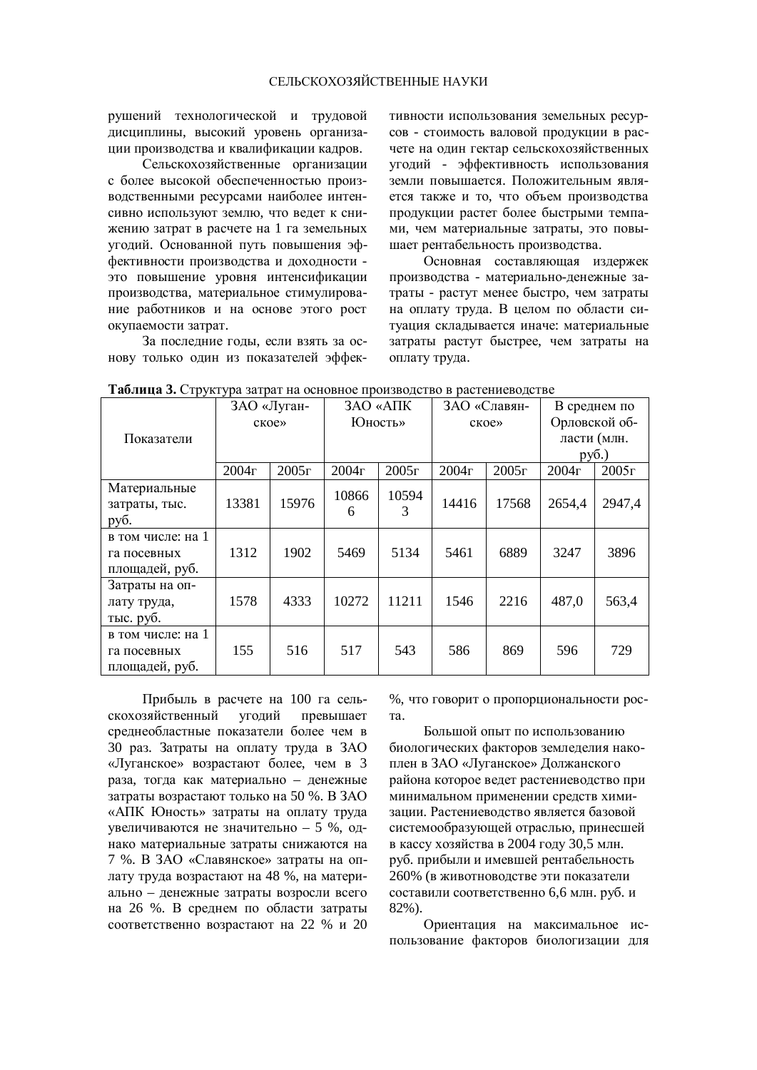рушений технологической и трудовой дисциплины, высокий уровень организации производства и квалификации кадров.

Сельскохозяйственные организации с более высокой обеспеченностью производственными ресурсами наиболее интенсивно используют землю, что ведет к снижению затрат в расчете на 1 га земельных угодий. Основанной путь повышения эффективности производства и доходности - это повышение уровня интенсификации производства, материальное стимулирование работников и на основе этого рост окупаемости затрат.

За последние годы, если взять за основу только один из показателей эффективности использования земельных ресурсов - стоимость валовой продукции в расчете на один гектар сельскохозяйственных угодий - эффективность использования земли повышается. Положительным является также и то, что объем производства продукции растет более быстрыми темпами, чем материальные затраты, это повышает рентабельность производства.

Основная составляющая издержек производства - материально-денежные затраты - растут менее быстро, чем затраты на оплату труда. В целом по области ситуация складывается иначе: материальные затраты растут быстрее, чем затраты на оплату труда.

**Таблица 3.** Структура затрат на основное производство в растениеводстве

| Показатели | ЗАО «Луганское» | | ЗАО «АПК Юность» | | ЗАО «Славянское» | | В среднем по Орловской области (млн. руб.) | |
|---|---|---|---|---|---|---|---|---|
| | 2004г | 2005г | 2004г | 2005г | 2004г | 2005г | 2004г | 2005г |
| Материальные затраты, тыс. руб. | 13381 | 15976 | 108666 | 105943 | 14416 | 17568 | 2654,4 | 2947,4 |
| в том числе: на 1 га посевных площадей, руб. | 1312 | 1902 | 5469 | 5134 | 5461 | 6889 | 3247 | 3896 |
| Затраты на оплату труда, тыс. руб. | 1578 | 4333 | 10272 | 11211 | 1546 | 2216 | 487,0 | 563,4 |
| в том числе: на 1 га посевных площадей, руб. | 155 | 516 | 517 | 543 | 586 | 869 | 596 | 729 |

Прибыль в расчете на 100 га сельскохозяйственный угодий превышает среднеобластные показатели более чем в 30 раз. Затраты на оплату труда в ЗАО «Луганское» возрастают более, чем в 3 раза, тогда как материально – денежные затраты возрастают только на 50 %. В ЗАО «АПК Юность» затраты на оплату труда увеличиваются не значительно – 5 %, однако материальные затраты снижаются на 7 %. В ЗАО «Славянское» затраты на оплату труда возрастают на 48 %, на материально – денежные затраты возросли всего на 26 %. В среднем по области затраты соответственно возрастают на 22 % и 20 %, что говорит о пропорциональности роста.

Большой опыт по использованию биологических факторов земледелия накоплен в ЗАО «Луганское» Должанского района которое ведет растениеводство при минимальном применении средств химизации. Растениеводство является базовой системообразующей отраслью, принесшей в кассу хозяйства в 2004 году 30,5 млн. руб. прибыли и имевшей рентабельность 260% (в животноводстве эти показатели составили соответственно 6,6 млн. руб. и 82%).

Ориентация на максимальное использование факторов биологизации для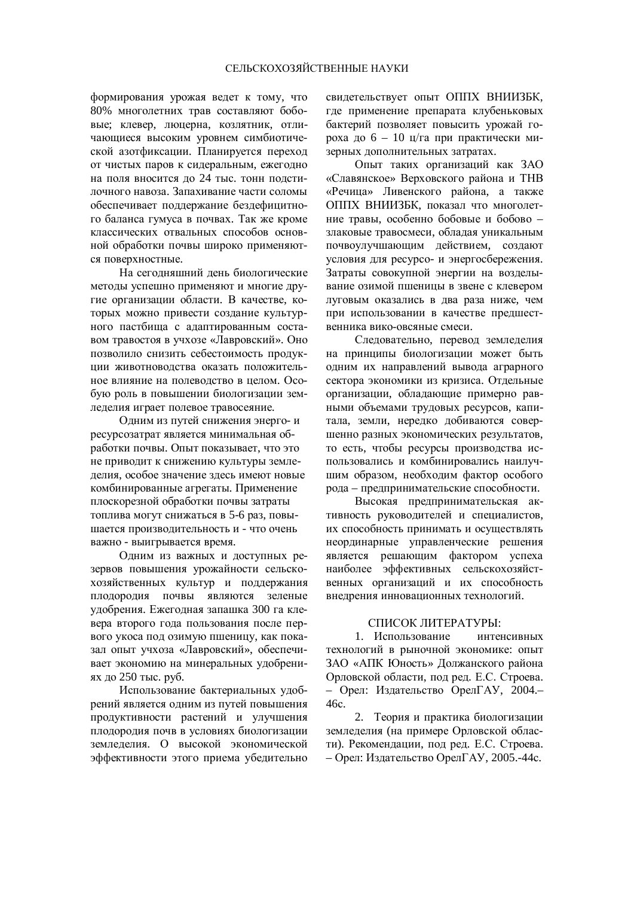формирования урожая ведет к тому, что 80% многолетних трав составляют бобовые; клевер, люцерна, козлятник, отличающиеся высоким уровнем симбиотической азотфиксации. Планируется переход от чистых паров к сидеральным, ежегодно на поля вносится до 24 тыс. тонн подстилочного навоза. Запахивание части соломы обеспечивает поддержание бездефицитного баланса гумуса в почвах. Так же кроме классических отвальных способов основной обработки почвы широко применяются поверхностные.

На сегодняшний день биологические методы успешно применяют и многие другие организации области. В качестве, которых можно привести создание культурного пастбища с адаптированным составом травостоя в учхозе «Лавровский». Оно позволило снизить себестоимость продукции животноводства оказать положительное влияние на полеводство в целом. Особую роль в повышении биологизации земледелия играет полевое травосеяние.

Одним из путей снижения энерго- и ресурсозатрат является минимальная обработки почвы. Опыт показывает, что это не приводит к снижению культуры земледелия, особое значение здесь имеют новые комбинированные агрегаты. Применение плоскорезной обработки почвы затраты топлива могут снижаться в 5-6 раз, повышается производительность и - что очень важно - выигрывается время.

Одним из важных и доступных резервов повышения урожайности сельскохозяйственных культур и поддержания плодородия почвы являются зеленые удобрения. Ежегодная запашка 300 га клевера второго года пользования после первого укоса под озимую пшеницу, как показал опыт учхоза «Лавровский», обеспечивает экономию на минеральных удобрениях до 250 тыс. руб.

Использование бактериальных удобрений является одним из путей повышения продуктивности растений и улучшения плодородия почв в условиях биологизации земледелия. О высокой экономической эффективности этого приема убедительно свидетельствует опыт ОППХ ВНИИЗБК, где применение препарата клубеньковых бактерий позволяет повысить урожай гороха до 6 – 10 ц/га при практически мизерных дополнительных затратах.

Опыт таких организаций как ЗАО «Славянское» Верховского района и ТНВ «Речица» Ливенского района, а также ОППХ ВНИИЗБК, показал что многолетние травы, особенно бобовые и бобово – злаковые травосмеси, обладая уникальным почвоулучшающим действием, создают условия для ресурсо- и энергосбережения. Затраты совокупной энергии на возделывание озимой пшеницы в звене с клевером луговым оказались в два раза ниже, чем при использовании в качестве предшественника вико-овсяные смеси.

Следовательно, перевод земледелия на принципы биологизации может быть одним их направлений вывода аграрного сектора экономики из кризиса. Отдельные организации, обладающие примерно равными объемами трудовых ресурсов, капитала, земли, нередко добиваются совершенно разных экономических результатов, то есть, чтобы ресурсы производства использовались и комбинировались наилучшим образом, необходим фактор особого рода – предпринимательские способности.

Высокая предпринимательская активность руководителей и специалистов, их способность принимать и осуществлять неординарные управленческие решения является решающим фактором успеха наиболее эффективных сельскохозяйственных организаций и их способность внедрения инновационных технологий.

## СПИСОК ЛИТЕРАТУРЫ:

1. Использование интенсивных технологий в рыночной экономике: опыт ЗАО «АПК Юность» Должанского района Орловской области, под ред. Е.С. Строева. – Орел: Издательство ОрелГАУ, 2004.– 46с.
2. Теория и практика биологизации земледелия (на примере Орловской области). Рекомендации, под ред. Е.С. Строева. – Орел: Издательство ОрелГАУ, 2005.-44с.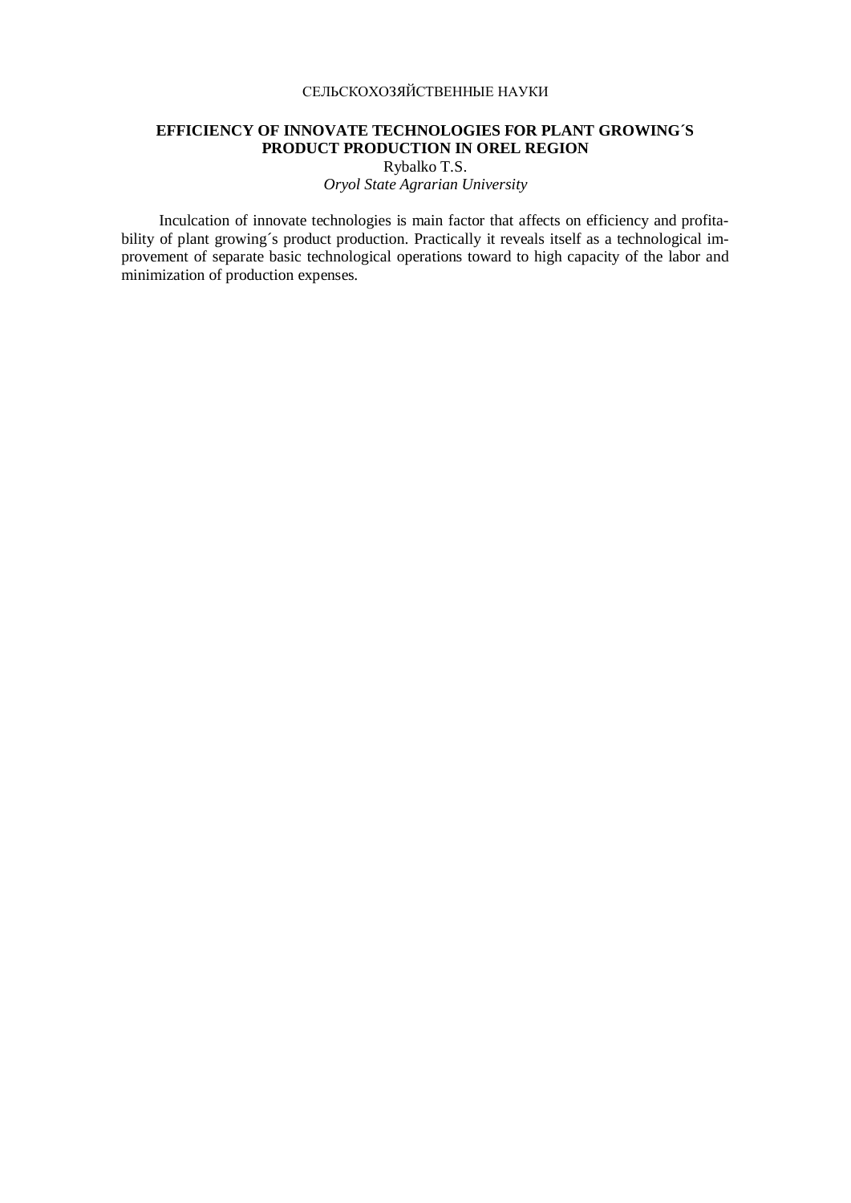СЕЛЬСКОХОЗЯЙСТВЕННЫЕ НАУКИ

## EFFICIENCY OF INNOVATE TECHNOLOGIES FOR PLANT GROWING´S PRODUCT PRODUCTION IN OREL REGION

Rybalko T.S.

*Oryol State Agrarian University*

Inculcation of innovate technologies is main factor that affects on efficiency and profitability of plant growing´s product production. Practically it reveals itself as a technological improvement of separate basic technological operations toward to high capacity of the labor and minimization of production expenses.